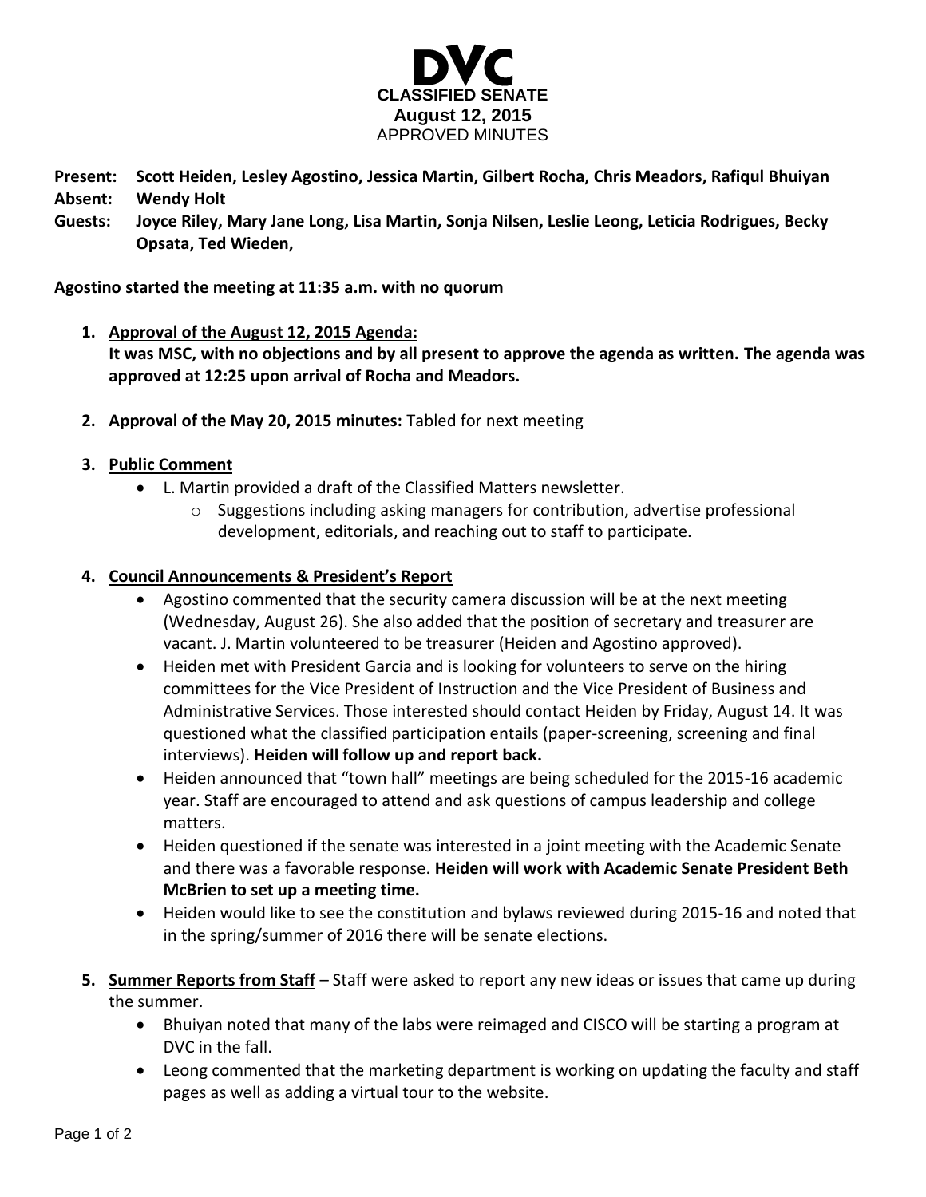# DVC
**CLASSIFIED SENATE**
**August 12, 2015**
APPROVED MINUTES

**Present:** **Scott Heiden, Lesley Agostino, Jessica Martin, Gilbert Rocha, Chris Meadors, Rafiqul Bhuiyan**
**Absent:** **Wendy Holt**
**Guests:** **Joyce Riley, Mary Jane Long, Lisa Martin, Sonja Nilsen, Leslie Leong, Leticia Rodrigues, Becky Opsata, Ted Wieden,**

**Agostino started the meeting at 11:35 a.m. with no quorum**

1. **Approval of the August 12, 2015 Agenda:**
   **It was MSC, with no objections and by all present to approve the agenda as written. The agenda was approved at 12:25 upon arrival of Rocha and Meadors.**

2. **Approval of the May 20, 2015 minutes:** Tabled for next meeting

3. **Public Comment**
   - L. Martin provided a draft of the Classified Matters newsletter.
     - Suggestions including asking managers for contribution, advertise professional development, editorials, and reaching out to staff to participate.

4. **Council Announcements & President's Report**
   - Agostino commented that the security camera discussion will be at the next meeting (Wednesday, August 26). She also added that the position of secretary and treasurer are vacant. J. Martin volunteered to be treasurer (Heiden and Agostino approved).
   - Heiden met with President Garcia and is looking for volunteers to serve on the hiring committees for the Vice President of Instruction and the Vice President of Business and Administrative Services. Those interested should contact Heiden by Friday, August 14. It was questioned what the classified participation entails (paper-screening, screening and final interviews). **Heiden will follow up and report back.**
   - Heiden announced that "town hall" meetings are being scheduled for the 2015-16 academic year. Staff are encouraged to attend and ask questions of campus leadership and college matters.
   - Heiden questioned if the senate was interested in a joint meeting with the Academic Senate and there was a favorable response. **Heiden will work with Academic Senate President Beth McBrien to set up a meeting time.**
   - Heiden would like to see the constitution and bylaws reviewed during 2015-16 and noted that in the spring/summer of 2016 there will be senate elections.

5. **Summer Reports from Staff** – Staff were asked to report any new ideas or issues that came up during the summer.
   - Bhuiyan noted that many of the labs were reimaged and CISCO will be starting a program at DVC in the fall.
   - Leong commented that the marketing department is working on updating the faculty and staff pages as well as adding a virtual tour to the website.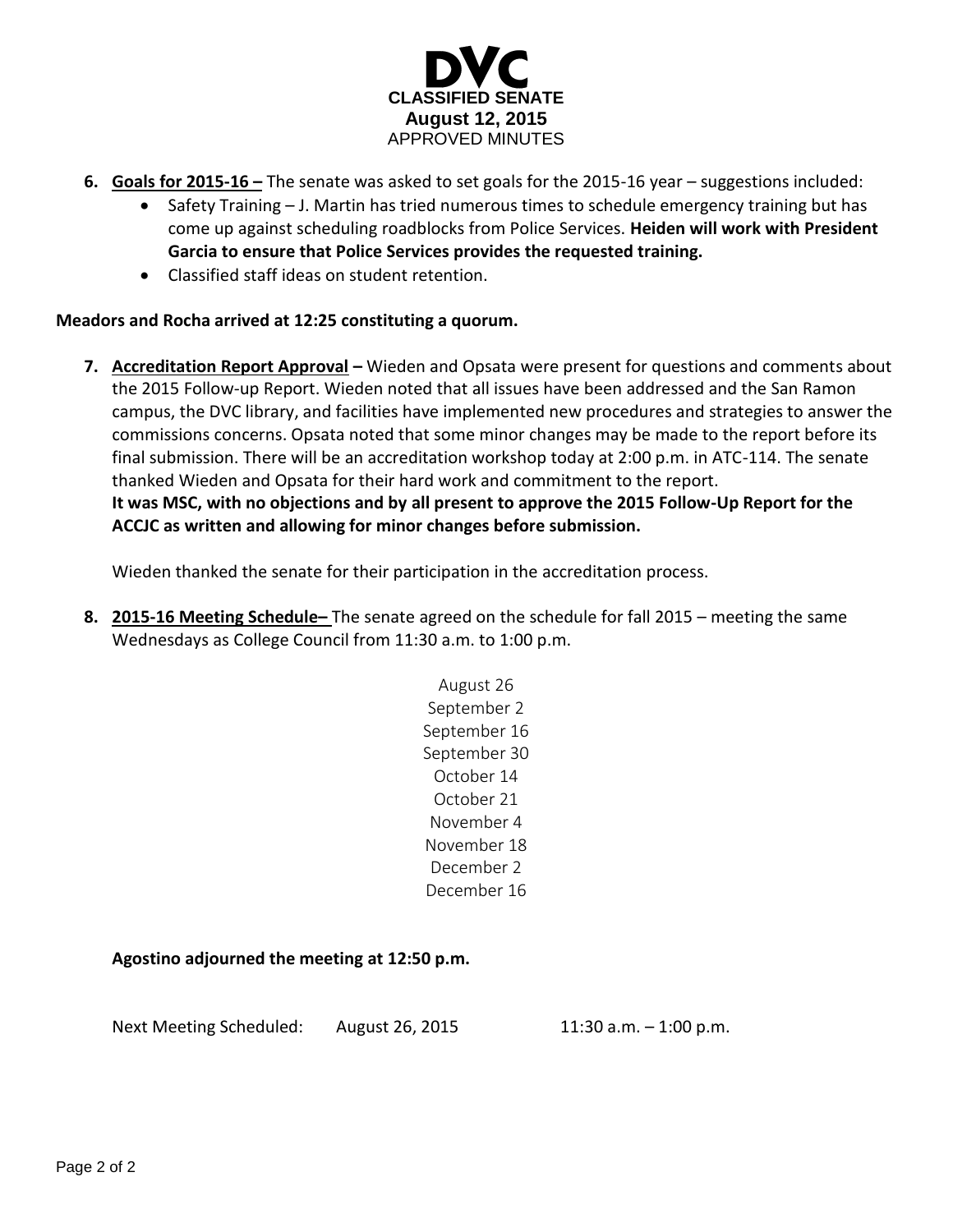DVC
**CLASSIFIED SENATE**
**August 12, 2015**
APPROVED MINUTES

6. **Goals for 2015-16 –** The senate was asked to set goals for the 2015-16 year – suggestions included:
   - Safety Training – J. Martin has tried numerous times to schedule emergency training but has come up against scheduling roadblocks from Police Services. **Heiden will work with President Garcia to ensure that Police Services provides the requested training.**
   - Classified staff ideas on student retention.

**Meadors and Rocha arrived at 12:25 constituting a quorum.**

7. **Accreditation Report Approval –** Wieden and Opsata were present for questions and comments about the 2015 Follow-up Report. Wieden noted that all issues have been addressed and the San Ramon campus, the DVC library, and facilities have implemented new procedures and strategies to answer the commissions concerns. Opsata noted that some minor changes may be made to the report before its final submission. There will be an accreditation workshop today at 2:00 p.m. in ATC-114. The senate thanked Wieden and Opsata for their hard work and commitment to the report.
   **It was MSC, with no objections and by all present to approve the 2015 Follow-Up Report for the ACCJC as written and allowing for minor changes before submission.**

   Wieden thanked the senate for their participation in the accreditation process.

8. **2015-16 Meeting Schedule–** The senate agreed on the schedule for fall 2015 – meeting the same Wednesdays as College Council from 11:30 a.m. to 1:00 p.m.

   August 26
   September 2
   September 16
   September 30
   October 14
   October 21
   November 4
   November 18
   December 2
   December 16

**Agostino adjourned the meeting at 12:50 p.m.**

Next Meeting Scheduled: August 26, 2015 11:30 a.m. – 1:00 p.m.